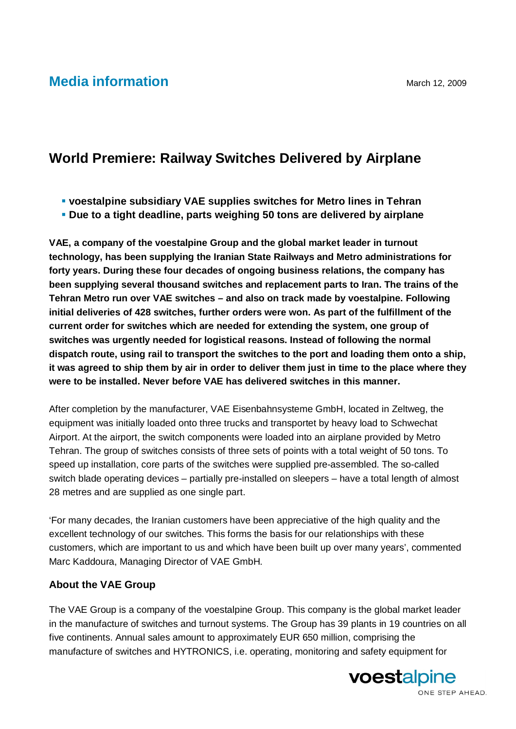## Media information

March 12, 2009

# World Premiere: Railway Switches Delivered by Airplane

- **voestalpine subsidiary VAE supplies switches for Metro lines in Tehran**
- **Due to a tight deadline, parts weighing 50 tons are delivered by airplane**

**VAE, a company of the voestalpine Group and the global market leader in turnout technology, has been supplying the Iranian State Railways and Metro administrations for forty years. During these four decades of ongoing business relations, the company has been supplying several thousand switches and replacement parts to Iran. The trains of the Tehran Metro run over VAE switches – and also on track made by voestalpine. Following initial deliveries of 428 switches, further orders were won. As part of the fulfillment of the current order for switches which are needed for extending the system, one group of switches was urgently needed for logistical reasons. Instead of following the normal dispatch route, using rail to transport the switches to the port and loading them onto a ship, it was agreed to ship them by air in order to deliver them just in time to the place where they were to be installed. Never before VAE has delivered switches in this manner.**

After completion by the manufacturer, VAE Eisenbahnsysteme GmbH, located in Zeltweg, the equipment was initially loaded onto three trucks and transportet by heavy load to Schwechat Airport. At the airport, the switch components were loaded into an airplane provided by Metro Tehran. The group of switches consists of three sets of points with a total weight of 50 tons. To speed up installation, core parts of the switches were supplied pre-assembled. The so-called switch blade operating devices – partially pre-installed on sleepers – have a total length of almost 28 metres and are supplied as one single part.

'For many decades, the Iranian customers have been appreciative of the high quality and the excellent technology of our switches. This forms the basis for our relationships with these customers, which are important to us and which have been built up over many years', commented Marc Kaddoura, Managing Director of VAE GmbH.

### About the VAE Group

The VAE Group is a company of the voestalpine Group. This company is the global market leader in the manufacture of switches and turnout systems. The Group has 39 plants in 19 countries on all five continents. Annual sales amount to approximately EUR 650 million, comprising the manufacture of switches and HYTRONICS, i.e. operating, monitoring and safety equipment for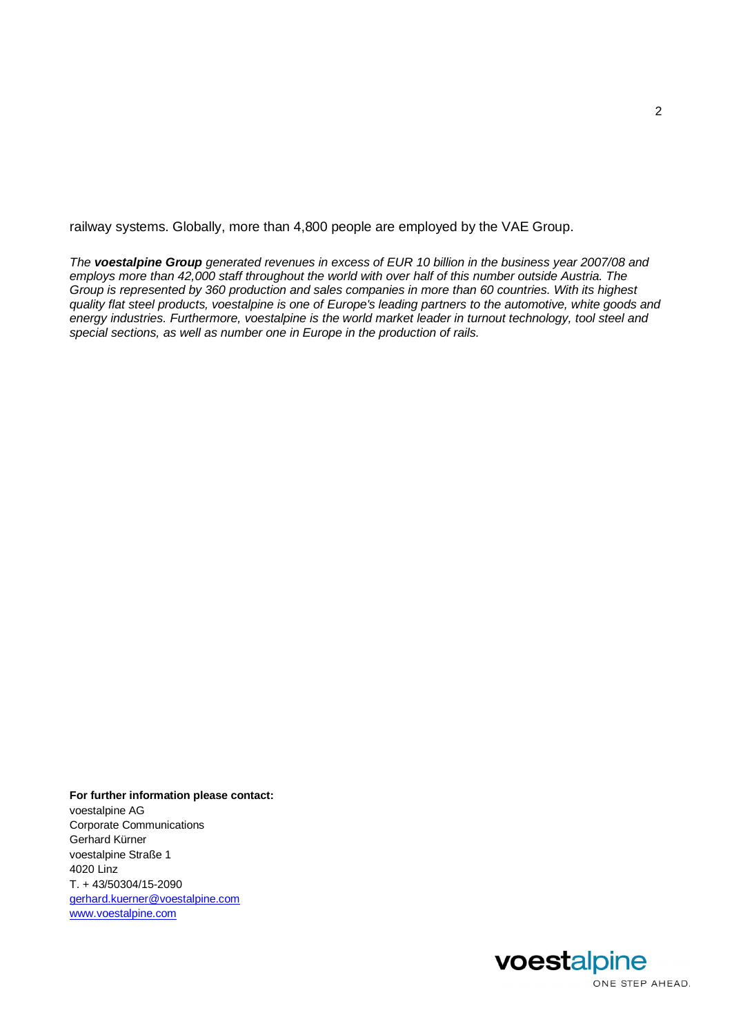railway systems. Globally, more than 4,800 people are employed by the VAE Group.

*The **voestalpine Group** generated revenues in excess of EUR 10 billion in the business year 2007/08 and employs more than 42,000 staff throughout the world with over half of this number outside Austria. The Group is represented by 360 production and sales companies in more than 60 countries. With its highest quality flat steel products, voestalpine is one of Europe's leading partners to the automotive, white goods and energy industries. Furthermore, voestalpine is the world market leader in turnout technology, tool steel and special sections, as well as number one in Europe in the production of rails.*

**For further information please contact:**
voestalpine AG
Corporate Communications
Gerhard Kürner
voestalpine Straße 1
4020 Linz
T. + 43/50304/15-2090
gerhard.kuerner@voestalpine.com
www.voestalpine.com

voestalpine
ONE STEP AHEAD.